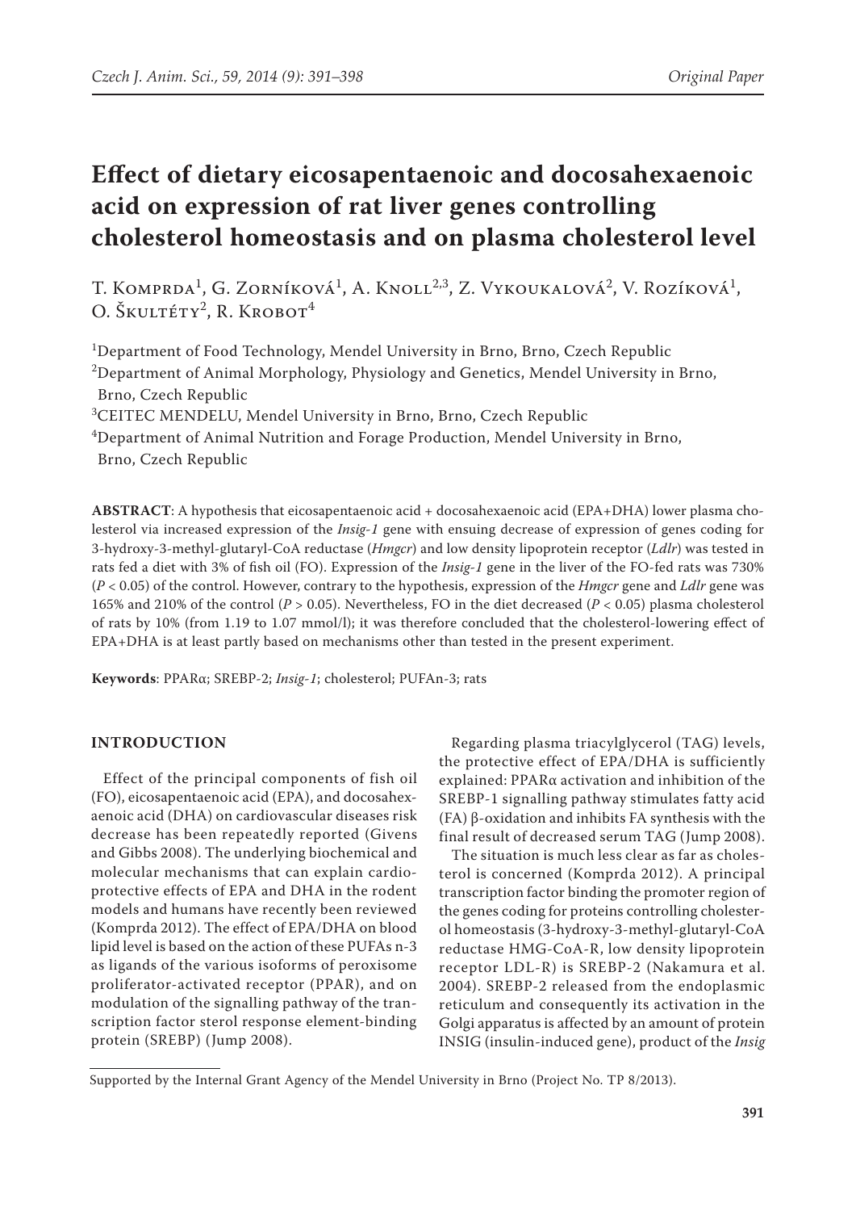# Effect of dietary eicosapentaenoic and docosahexaenoic acid on expression of rat liver genes controlling cholesterol homeostasis and on plasma cholesterol level

T. Komprda[1], G. Zorníková[1], A. Knoll[2,3], Z. Vykoukalová[2], V. Rozíková[1], O. Škultéty[2], R. Krobot[4]

[1]Department of Food Technology, Mendel University in Brno, Brno, Czech Republic
[2]Department of Animal Morphology, Physiology and Genetics, Mendel University in Brno, Brno, Czech Republic
[3]CEITEC MENDELU, Mendel University in Brno, Brno, Czech Republic
[4]Department of Animal Nutrition and Forage Production, Mendel University in Brno, Brno, Czech Republic

**ABSTRACT**: A hypothesis that eicosapentaenoic acid + docosahexaenoic acid (EPA+DHA) lower plasma cholesterol via increased expression of the *Insig-1* gene with ensuing decrease of expression of genes coding for 3-hydroxy-3-methyl-glutaryl-CoA reductase (*Hmgcr*) and low density lipoprotein receptor (*Ldlr*) was tested in rats fed a diet with 3% of fish oil (FO). Expression of the *Insig-1* gene in the liver of the FO-fed rats was 730% ($P < 0.05$) of the control. However, contrary to the hypothesis, expression of the *Hmgcr* gene and *Ldlr* gene was 165% and 210% of the control ($P > 0.05$). Nevertheless, FO in the diet decreased ($P < 0.05$) plasma cholesterol of rats by 10% (from 1.19 to 1.07 mmol/l); it was therefore concluded that the cholesterol-lowering effect of EPA+DHA is at least partly based on mechanisms other than tested in the present experiment.

**Keywords**: PPARα; SREBP-2; *Insig-1*; cholesterol; PUFAn-3; rats

## INTRODUCTION

Effect of the principal components of fish oil (FO), eicosapentaenoic acid (EPA), and docosahexaenoic acid (DHA) on cardiovascular diseases risk decrease has been repeatedly reported (Givens and Gibbs 2008). The underlying biochemical and molecular mechanisms that can explain cardioprotective effects of EPA and DHA in the rodent models and humans have recently been reviewed (Komprda 2012). The effect of EPA/DHA on blood lipid level is based on the action of these PUFAs n-3 as ligands of the various isoforms of peroxisome proliferator-activated receptor (PPAR), and on modulation of the signalling pathway of the transcription factor sterol response element-binding protein (SREBP) (Jump 2008).

Regarding plasma triacylglycerol (TAG) levels, the protective effect of EPA/DHA is sufficiently explained: PPARα activation and inhibition of the SREBP-1 signalling pathway stimulates fatty acid (FA) β-oxidation and inhibits FA synthesis with the final result of decreased serum TAG (Jump 2008).

The situation is much less clear as far as cholesterol is concerned (Komprda 2012). A principal transcription factor binding the promoter region of the genes coding for proteins controlling cholesterol homeostasis (3-hydroxy-3-methyl-glutaryl-CoA reductase HMG-CoA-R, low density lipoprotein receptor LDL-R) is SREBP-2 (Nakamura et al. 2004). SREBP-2 released from the endoplasmic reticulum and consequently its activation in the Golgi apparatus is affected by an amount of protein INSIG (insulin-induced gene), product of the *Insig*

Supported by the Internal Grant Agency of the Mendel University in Brno (Project No. TP 8/2013).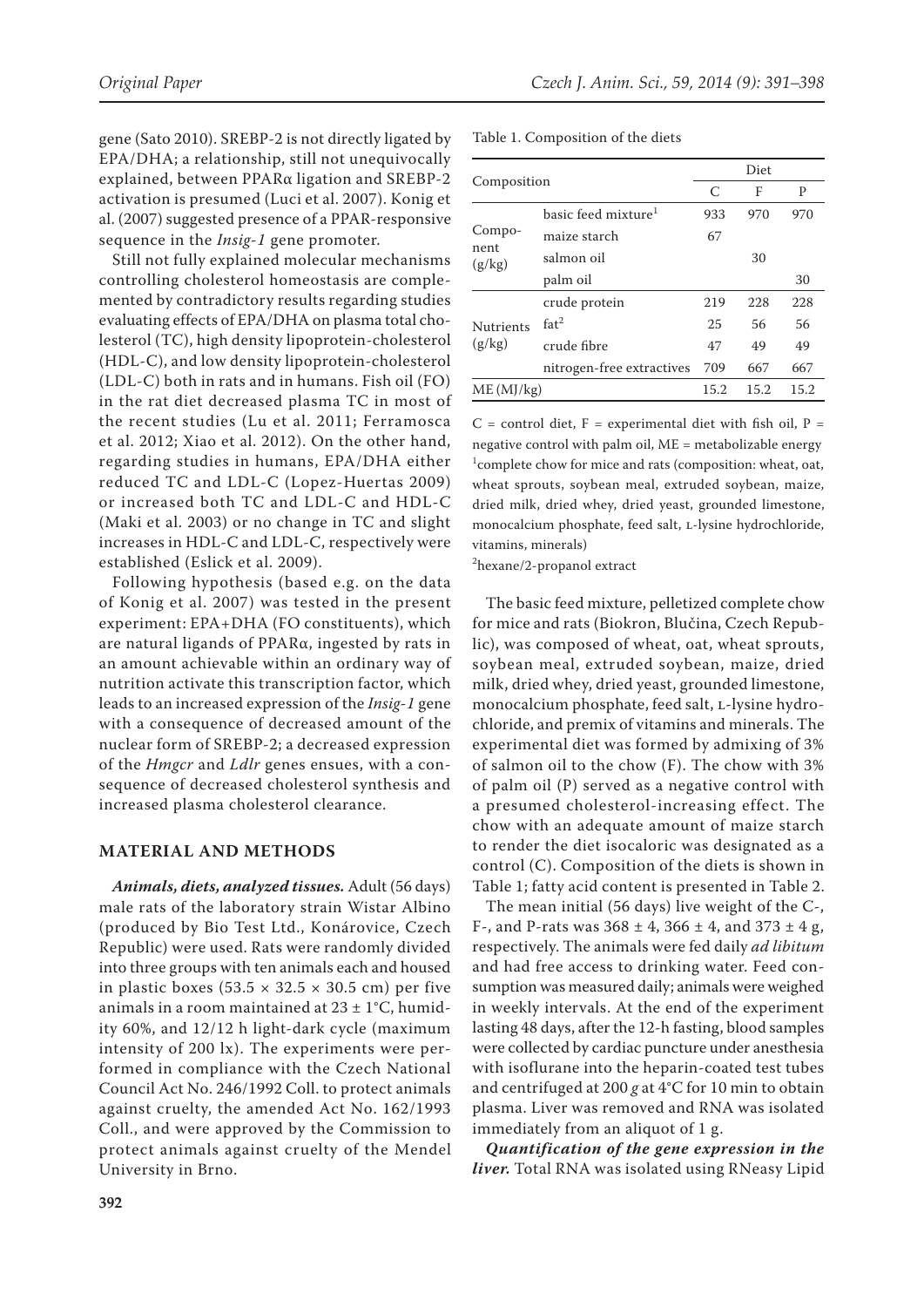gene (Sato 2010). SREBP-2 is not directly ligated by EPA/DHA; a relationship, still not unequivocally explained, between PPARα ligation and SREBP-2 activation is presumed (Luci et al. 2007). Konig et al. (2007) suggested presence of a PPAR-responsive sequence in the *Insig-1* gene promoter.

Still not fully explained molecular mechanisms controlling cholesterol homeostasis are complemented by contradictory results regarding studies evaluating effects of EPA/DHA on plasma total cholesterol (TC), high density lipoprotein-cholesterol (HDL-C), and low density lipoprotein-cholesterol (LDL-C) both in rats and in humans. Fish oil (FO) in the rat diet decreased plasma TC in most of the recent studies (Lu et al. 2011; Ferramosca et al. 2012; Xiao et al. 2012). On the other hand, regarding studies in humans, EPA/DHA either reduced TC and LDL-C (Lopez-Huertas 2009) or increased both TC and LDL-C and HDL-C (Maki et al. 2003) or no change in TC and slight increases in HDL-C and LDL-C, respectively were established (Eslick et al. 2009).

Following hypothesis (based e.g. on the data of Konig et al. 2007) was tested in the present experiment: EPA+DHA (FO constituents), which are natural ligands of PPARα, ingested by rats in an amount achievable within an ordinary way of nutrition activate this transcription factor, which leads to an increased expression of the *Insig-1* gene with a consequence of decreased amount of the nuclear form of SREBP-2; a decreased expression of the *Hmgcr* and *Ldlr* genes ensues, with a consequence of decreased cholesterol synthesis and increased plasma cholesterol clearance.

## MATERIAL AND METHODS

***Animals, diets, analyzed tissues.*** Adult (56 days) male rats of the laboratory strain Wistar Albino (produced by Bio Test Ltd., Konárovice, Czech Republic) were used. Rats were randomly divided into three groups with ten animals each and housed in plastic boxes (53.5 × 32.5 × 30.5 cm) per five animals in a room maintained at 23 ± 1°C, humidity 60%, and 12/12 h light-dark cycle (maximum intensity of 200 lx). The experiments were performed in compliance with the Czech National Council Act No. 246/1992 Coll. to protect animals against cruelty, the amended Act No. 162/1993 Coll., and were approved by the Commission to protect animals against cruelty of the Mendel University in Brno.

Table 1. Composition of the diets

| Composition | | Diet | | |
|---|---|---|---|---|
| | | C | F | P |
| Component (g/kg) | basic feed mixture[1] | 933 | 970 | 970 |
| | maize starch | 67 | | |
| | salmon oil | | 30 | |
| | palm oil | | | 30 |
| Nutrients (g/kg) | crude protein | 219 | 228 | 228 |
| | fat[2] | 25 | 56 | 56 |
| | crude fibre | 47 | 49 | 49 |
| | nitrogen-free extractives | 709 | 667 | 667 |
| ME (MJ/kg) | | 15.2 | 15.2 | 15.2 |

C = control diet, F = experimental diet with fish oil, P = negative control with palm oil, ME = metabolizable energy
[1]complete chow for mice and rats (composition: wheat, oat, wheat sprouts, soybean meal, extruded soybean, maize, dried milk, dried whey, dried yeast, grounded limestone, monocalcium phosphate, feed salt, L-lysine hydrochloride, vitamins, minerals)
[2]hexane/2-propanol extract

The basic feed mixture, pelletized complete chow for mice and rats (Biokron, Blučina, Czech Republic), was composed of wheat, oat, wheat sprouts, soybean meal, extruded soybean, maize, dried milk, dried whey, dried yeast, grounded limestone, monocalcium phosphate, feed salt, L-lysine hydrochloride, and premix of vitamins and minerals. The experimental diet was formed by admixing of 3% of salmon oil to the chow (F). The chow with 3% of palm oil (P) served as a negative control with a presumed cholesterol-increasing effect. The chow with an adequate amount of maize starch to render the diet isocaloric was designated as a control (C). Composition of the diets is shown in Table 1; fatty acid content is presented in Table 2.

The mean initial (56 days) live weight of the C-, F-, and P-rats was 368 ± 4, 366 ± 4, and 373 ± 4 g, respectively. The animals were fed daily *ad libitum* and had free access to drinking water. Feed consumption was measured daily; animals were weighed in weekly intervals. At the end of the experiment lasting 48 days, after the 12-h fasting, blood samples were collected by cardiac puncture under anesthesia with isoflurane into the heparin-coated test tubes and centrifuged at 200 *g* at 4°C for 10 min to obtain plasma. Liver was removed and RNA was isolated immediately from an aliquot of 1 g.

***Quantification of the gene expression in the liver.*** Total RNA was isolated using RNeasy Lipid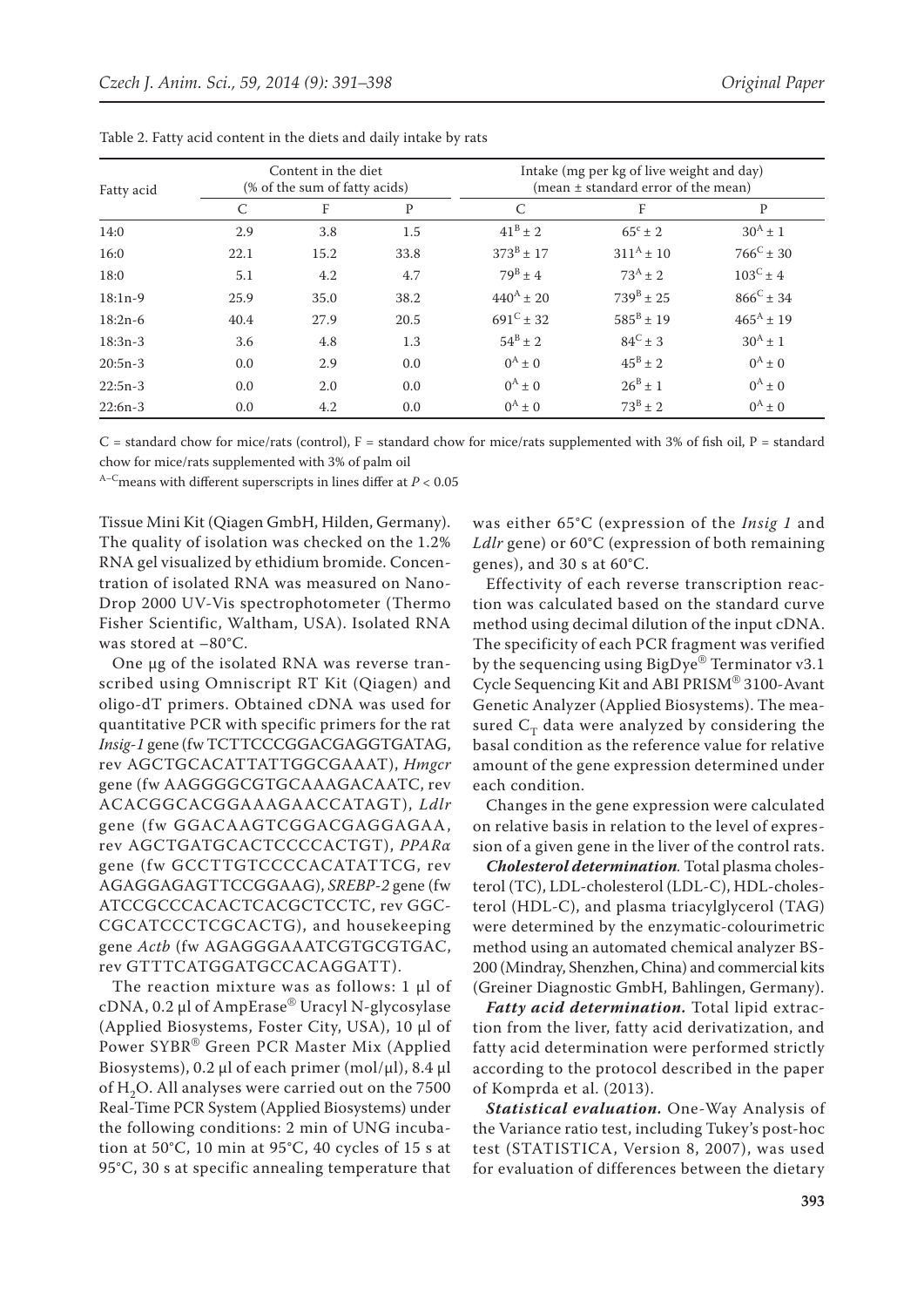Table 2. Fatty acid content in the diets and daily intake by rats

| Fatty acid | Content in the diet (% of the sum of fatty acids) | | | Intake (mg per kg of live weight and day) (mean ± standard error of the mean) | | |
|---|---|---|---|---|---|---|
| | C | F | P | C | F | P |
| 14:0 | 2.9 | 3.8 | 1.5 | $41^B \pm 2$ | $65^c \pm 2$ | $30^A \pm 1$ |
| 16:0 | 22.1 | 15.2 | 33.8 | $373^B \pm 17$ | $311^A \pm 10$ | $766^C \pm 30$ |
| 18:0 | 5.1 | 4.2 | 4.7 | $79^B \pm 4$ | $73^A \pm 2$ | $103^C \pm 4$ |
| 18:1n-9 | 25.9 | 35.0 | 38.2 | $440^A \pm 20$ | $739^B \pm 25$ | $866^C \pm 34$ |
| 18:2n-6 | 40.4 | 27.9 | 20.5 | $691^C \pm 32$ | $585^B \pm 19$ | $465^A \pm 19$ |
| 18:3n-3 | 3.6 | 4.8 | 1.3 | $54^B \pm 2$ | $84^C \pm 3$ | $30^A \pm 1$ |
| 20:5n-3 | 0.0 | 2.9 | 0.0 | $0^A \pm 0$ | $45^B \pm 2$ | $0^A \pm 0$ |
| 22:5n-3 | 0.0 | 2.0 | 0.0 | $0^A \pm 0$ | $26^B \pm 1$ | $0^A \pm 0$ |
| 22:6n-3 | 0.0 | 4.2 | 0.0 | $0^A \pm 0$ | $73^B \pm 2$ | $0^A \pm 0$ |

C = standard chow for mice/rats (control), F = standard chow for mice/rats supplemented with 3% of fish oil, P = standard chow for mice/rats supplemented with 3% of palm oil

$^{A–C}$means with different superscripts in lines differ at $P < 0.05$

Tissue Mini Kit (Qiagen GmbH, Hilden, Germany). The quality of isolation was checked on the 1.2% RNA gel visualized by ethidium bromide. Concentration of isolated RNA was measured on NanoDrop 2000 UV-Vis spectrophotometer (Thermo Fisher Scientific, Waltham, USA). Isolated RNA was stored at −80°C.

One µg of the isolated RNA was reverse transcribed using Omniscript RT Kit (Qiagen) and oligo-dT primers. Obtained cDNA was used for quantitative PCR with specific primers for the rat *Insig-1* gene (fw TCTTCCCGGACGAGGTGATAG, rev AGCTGCACATTATTGGCGAAAT), *Hmgcr* gene (fw AAGGGGCGTGCAAAGACAATC, rev ACACGGCACGGAAAGAACCATAGT), *Ldlr* gene (fw GGACAAGTCGGACGAGGAGAA, rev AGCTGATGCACTCCCCACTGT), *PPARα* gene (fw GCCTTGTCCCCACATATTCG, rev AGAGGAGAGTTCCGGAAG), *SREBP-2* gene (fw ATCCGCCCACACTCACGCTCCTC, rev GGCCGCATCCCTCGCACTG), and housekeeping gene *Actb* (fw AGAGGGAAATCGTGCGTGAC, rev GTTTCATGGATGCCACAGGATT).

The reaction mixture was as follows: 1 µl of cDNA, 0.2 µl of AmpErase® Uracyl N-glycosylase (Applied Biosystems, Foster City, USA), 10 µl of Power SYBR® Green PCR Master Mix (Applied Biosystems), 0.2 µl of each primer (mol/µl), 8.4 µl of $H_2O$. All analyses were carried out on the 7500 Real-Time PCR System (Applied Biosystems) under the following conditions: 2 min of UNG incubation at 50°C, 10 min at 95°C, 40 cycles of 15 s at 95°C, 30 s at specific annealing temperature that was either 65°C (expression of the *Insig 1* and *Ldlr* gene) or 60°C (expression of both remaining genes), and 30 s at 60°C.

Effectivity of each reverse transcription reaction was calculated based on the standard curve method using decimal dilution of the input cDNA. The specificity of each PCR fragment was verified by the sequencing using BigDye® Terminator v3.1 Cycle Sequencing Kit and ABI PRISM® 3100-Avant Genetic Analyzer (Applied Biosystems). The measured $C_T$ data were analyzed by considering the basal condition as the reference value for relative amount of the gene expression determined under each condition.

Changes in the gene expression were calculated on relative basis in relation to the level of expression of a given gene in the liver of the control rats.

***Cholesterol determination*.** Total plasma cholesterol (TC), LDL-cholesterol (LDL-C), HDL-cholesterol (HDL-C), and plasma triacylglycerol (TAG) were determined by the enzymatic-colourimetric method using an automated chemical analyzer BS-200 (Mindray, Shenzhen, China) and commercial kits (Greiner Diagnostic GmbH, Bahlingen, Germany).

***Fatty acid determination.*** Total lipid extraction from the liver, fatty acid derivatization, and fatty acid determination were performed strictly according to the protocol described in the paper of Komprda et al. (2013).

***Statistical evaluation.*** One-Way Analysis of the Variance ratio test, including Tukey's post-hoc test (STATISTICA, Version 8, 2007), was used for evaluation of differences between the dietary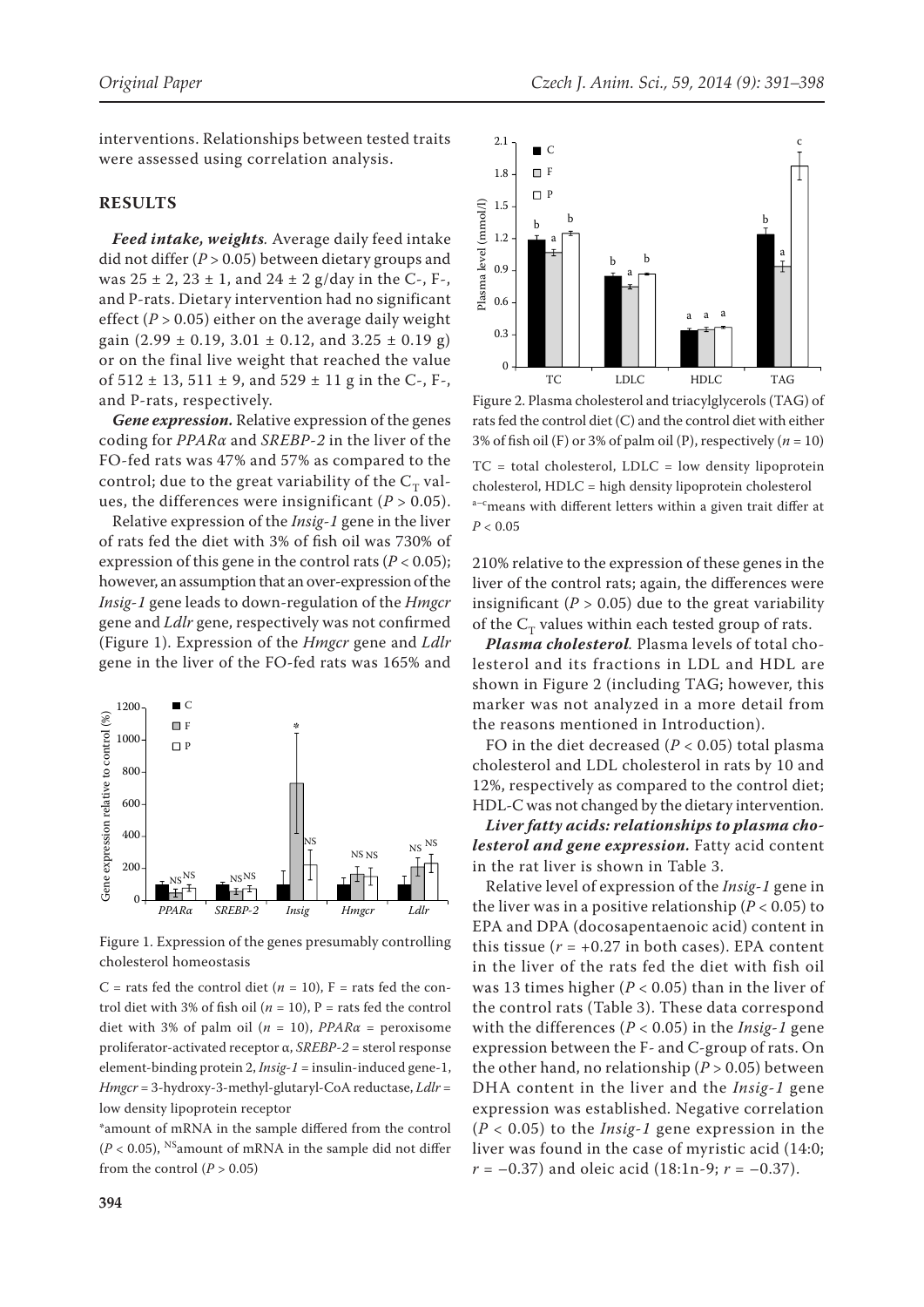interventions. Relationships between tested traits were assessed using correlation analysis.

## RESULTS

***Feed intake, weights.*** Average daily feed intake did not differ ($P > 0.05$) between dietary groups and was 25 ± 2, 23 ± 1, and 24 ± 2 g/day in the C-, F-, and P-rats. Dietary intervention had no significant effect ($P > 0.05$) either on the average daily weight gain (2.99 ± 0.19, 3.01 ± 0.12, and 3.25 ± 0.19 g) or on the final live weight that reached the value of 512 ± 13, 511 ± 9, and 529 ± 11 g in the C-, F-, and P-rats, respectively.

***Gene expression.*** Relative expression of the genes coding for *PPARα* and *SREBP-2* in the liver of the FO-fed rats was 47% and 57% as compared to the control; due to the great variability of the $C_T$ values, the differences were insignificant ($P > 0.05$).

Relative expression of the *Insig-1* gene in the liver of rats fed the diet with 3% of fish oil was 730% of expression of this gene in the control rats ($P < 0.05$); however, an assumption that an over-expression of the *Insig-1* gene leads to down-regulation of the *Hmgcr* gene and *Ldlr* gene, respectively was not confirmed (Figure 1). Expression of the *Hmgcr* gene and *Ldlr* gene in the liver of the FO-fed rats was 165% and 210% relative to the expression of these genes in the liver of the control rats; again, the differences were insignificant ($P > 0.05$) due to the great variability of the $C_T$ values within each tested group of rats.

Figure 1. Expression of the genes presumably controlling cholesterol homeostasis

C = rats fed the control diet ($n = 10$), F = rats fed the control diet with 3% of fish oil ($n = 10$), P = rats fed the control diet with 3% of palm oil ($n = 10$), *PPARα* = peroxisome proliferator-activated receptor α, *SREBP-2* = sterol response element-binding protein 2, *Insig-1* = insulin-induced gene-1, *Hmgcr* = 3-hydroxy-3-methyl-glutaryl-CoA reductase, *Ldlr* = low density lipoprotein receptor

*amount of mRNA in the sample differed from the control ($P < 0.05$), [NS]amount of mRNA in the sample did not differ from the control ($P > 0.05$)

Figure 2. Plasma cholesterol and triacylglycerols (TAG) of rats fed the control diet (C) and the control diet with either 3% of fish oil (F) or 3% of palm oil (P), respectively ($n = 10$)

TC = total cholesterol, LDLC = low density lipoprotein cholesterol, HDLC = high density lipoprotein cholesterol

[a–c]means with different letters within a given trait differ at $P < 0.05$

***Plasma cholesterol.*** Plasma levels of total cholesterol and its fractions in LDL and HDL are shown in Figure 2 (including TAG; however, this marker was not analyzed in a more detail from the reasons mentioned in Introduction).

FO in the diet decreased ($P < 0.05$) total plasma cholesterol and LDL cholesterol in rats by 10 and 12%, respectively as compared to the control diet; HDL-C was not changed by the dietary intervention.

***Liver fatty acids: relationships to plasma cholesterol and gene expression.*** Fatty acid content in the rat liver is shown in Table 3.

Relative level of expression of the *Insig-1* gene in the liver was in a positive relationship ($P < 0.05$) to EPA and DPA (docosapentaenoic acid) content in this tissue ($r = +0.27$ in both cases). EPA content in the liver of the rats fed the diet with fish oil was 13 times higher ($P < 0.05$) than in the liver of the control rats (Table 3). These data correspond with the differences ($P < 0.05$) in the *Insig-1* gene expression between the F- and C-group of rats. On the other hand, no relationship ($P > 0.05$) between DHA content in the liver and the *Insig-1* gene expression was established. Negative correlation ($P < 0.05$) to the *Insig-1* gene expression in the liver was found in the case of myristic acid (14:0; $r = -0.37$) and oleic acid (18:1n-9; $r = -0.37$).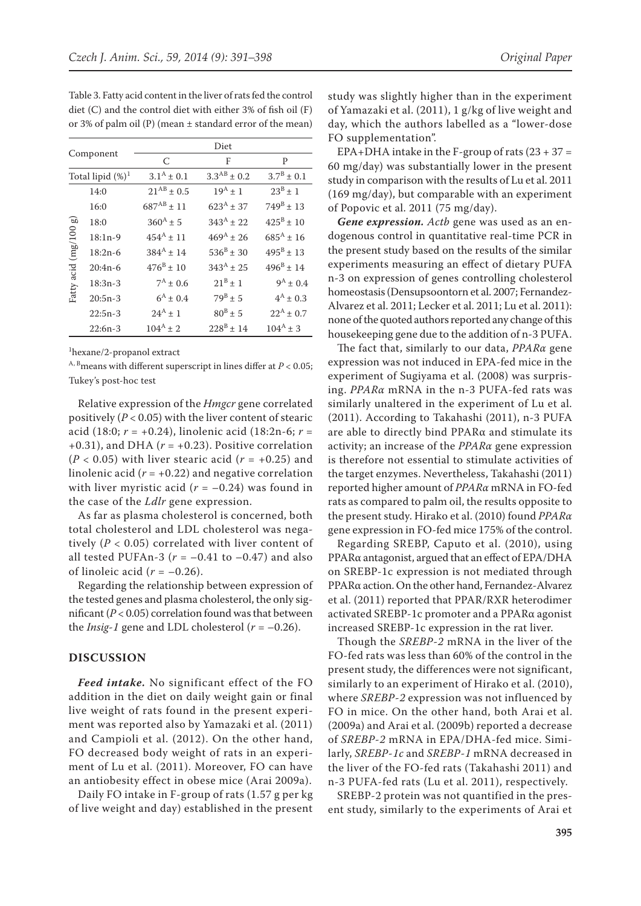Table 3. Fatty acid content in the liver of rats fed the control diet (C) and the control diet with either 3% of fish oil (F) or 3% of palm oil (P) (mean ± standard error of the mean)

| Component | | Diet | | |
|---|---|---|---|---|
| | | C | F | P |
| Total lipid (%)[1] | | $3.1^{A} \pm 0.1$ | $3.3^{AB} \pm 0.2$ | $3.7^{B} \pm 0.1$ |
| Fatty acid (mg/100 g) | 14:0 | $21^{AB} \pm 0.5$ | $19^{A} \pm 1$ | $23^{B} \pm 1$ |
| | 16:0 | $687^{AB} \pm 11$ | $623^{A} \pm 37$ | $749^{B} \pm 13$ |
| | 18:0 | $360^{A} \pm 5$ | $343^{A} \pm 22$ | $425^{B} \pm 10$ |
| | 18:1n-9 | $454^{A} \pm 11$ | $469^{A} \pm 26$ | $685^{A} \pm 16$ |
| | 18:2n-6 | $384^{A} \pm 14$ | $536^{B} \pm 30$ | $495^{B} \pm 13$ |
| | 20:4n-6 | $476^{B} \pm 10$ | $343^{A} \pm 25$ | $496^{B} \pm 14$ |
| | 18:3n-3 | $7^{A} \pm 0.6$ | $21^{B} \pm 1$ | $9^{A} \pm 0.4$ |
| | 20:5n-3 | $6^{A} \pm 0.4$ | $79^{B} \pm 5$ | $4^{A} \pm 0.3$ |
| | 22:5n-3 | $24^{A} \pm 1$ | $80^{B} \pm 5$ | $22^{A} \pm 0.7$ |
| | 22:6n-3 | $104^{A} \pm 2$ | $228^{B} \pm 14$ | $104^{A} \pm 3$ |

[1]hexane/2-propanol extract

A, B means with different superscript in lines differ at $P < 0.05$; Tukey's post-hoc test

Relative expression of the *Hmgcr* gene correlated positively ($P < 0.05$) with the liver content of stearic acid (18:0; $r = +0.24$), linolenic acid (18:2n-6; $r = +0.31$), and DHA ($r = +0.23$). Positive correlation ($P < 0.05$) with liver stearic acid ($r = +0.25$) and linolenic acid ($r = +0.22$) and negative correlation with liver myristic acid ($r = -0.24$) was found in the case of the *Ldlr* gene expression.

As far as plasma cholesterol is concerned, both total cholesterol and LDL cholesterol was negatively ($P < 0.05$) correlated with liver content of all tested PUFAn-3 ($r = -0.41$ to $-0.47$) and also of linoleic acid ($r = -0.26$).

Regarding the relationship between expression of the tested genes and plasma cholesterol, the only significant ($P < 0.05$) correlation found was that between the *Insig-1* gene and LDL cholesterol ($r = -0.26$).

## DISCUSSION

***Feed intake.*** No significant effect of the FO addition in the diet on daily weight gain or final live weight of rats found in the present experiment was reported also by Yamazaki et al. (2011) and Campioli et al. (2012). On the other hand, FO decreased body weight of rats in an experiment of Lu et al. (2011). Moreover, FO can have an antiobesity effect in obese mice (Arai 2009a).

Daily FO intake in F-group of rats (1.57 g per kg of live weight and day) established in the present study was slightly higher than in the experiment of Yamazaki et al. (2011), 1 g/kg of live weight and day, which the authors labelled as a "lower-dose FO supplementation".

EPA+DHA intake in the F-group of rats (23 + 37 = 60 mg/day) was substantially lower in the present study in comparison with the results of Lu et al. 2011 (169 mg/day), but comparable with an experiment of Popovic et al. 2011 (75 mg/day).

***Gene expression.*** *Actb* gene was used as an endogenous control in quantitative real-time PCR in the present study based on the results of the similar experiments measuring an effect of dietary PUFA n-3 on expression of genes controlling cholesterol homeostasis (Densupsoontorn et al. 2007; Fernandez-Alvarez et al. 2011; Lecker et al. 2011; Lu et al. 2011): none of the quoted authors reported any change of this housekeeping gene due to the addition of n-3 PUFA.

The fact that, similarly to our data, *PPARα* gene expression was not induced in EPA-fed mice in the experiment of Sugiyama et al. (2008) was surprising. *PPARα* mRNA in the n-3 PUFA-fed rats was similarly unaltered in the experiment of Lu et al. (2011). According to Takahashi (2011), n-3 PUFA are able to directly bind PPARα and stimulate its activity; an increase of the *PPARα* gene expression is therefore not essential to stimulate activities of the target enzymes. Nevertheless, Takahashi (2011) reported higher amount of *PPARα* mRNA in FO-fed rats as compared to palm oil, the results opposite to the present study. Hirako et al. (2010) found *PPARα* gene expression in FO-fed mice 175% of the control.

Regarding SREBP, Caputo et al. (2010), using PPARα antagonist, argued that an effect of EPA/DHA on SREBP-1c expression is not mediated through PPARα action. On the other hand, Fernandez-Alvarez et al. (2011) reported that PPAR/RXR heterodimer activated SREBP-1c promoter and a PPARα agonist increased SREBP-1c expression in the rat liver.

Though the *SREBP-2* mRNA in the liver of the FO-fed rats was less than 60% of the control in the present study, the differences were not significant, similarly to an experiment of Hirako et al. (2010), where *SREBP-2* expression was not influenced by FO in mice. On the other hand, both Arai et al. (2009a) and Arai et al. (2009b) reported a decrease of *SREBP-2* mRNA in EPA/DHA-fed mice. Similarly, *SREBP-1c* and *SREBP-1* mRNA decreased in the liver of the FO-fed rats (Takahashi 2011) and n-3 PUFA-fed rats (Lu et al. 2011), respectively.

SREBP-2 protein was not quantified in the present study, similarly to the experiments of Arai et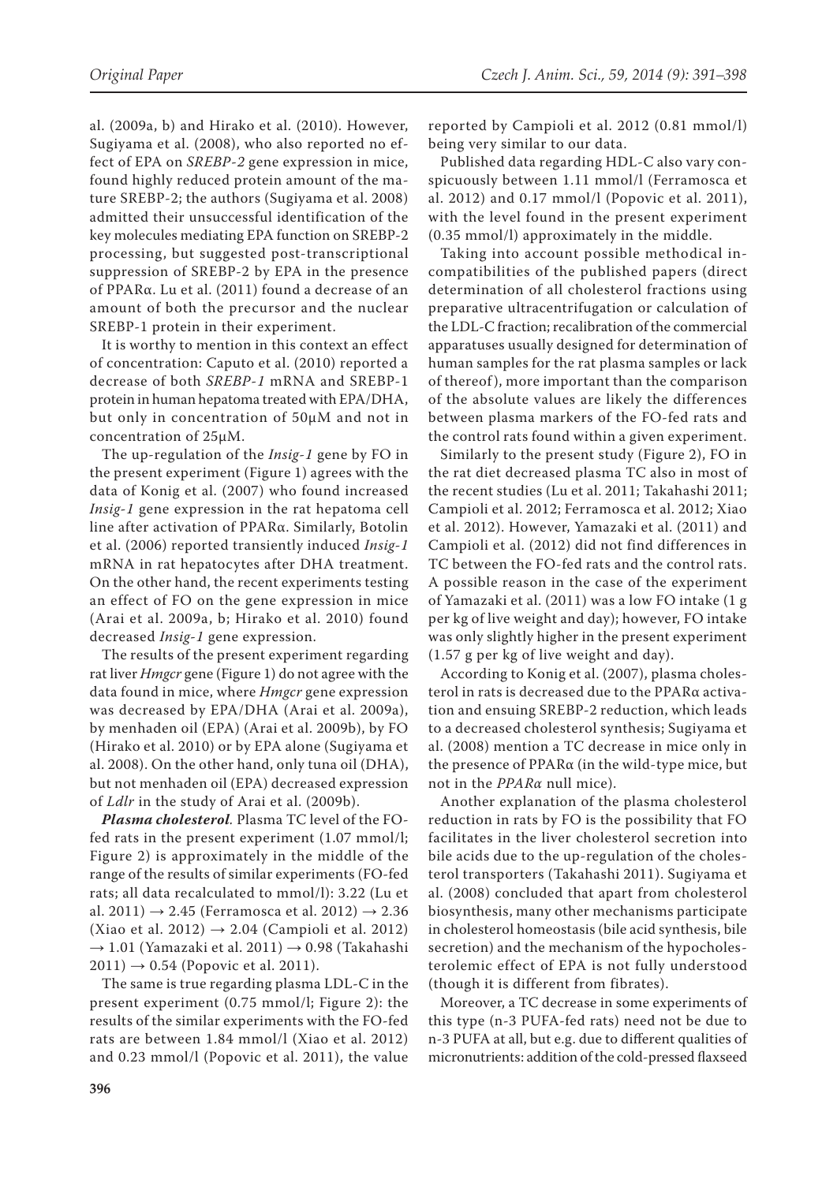al. (2009a, b) and Hirako et al. (2010). However, Sugiyama et al. (2008), who also reported no effect of EPA on *SREBP-2* gene expression in mice, found highly reduced protein amount of the mature SREBP-2; the authors (Sugiyama et al. 2008) admitted their unsuccessful identification of the key molecules mediating EPA function on SREBP-2 processing, but suggested post-transcriptional suppression of SREBP-2 by EPA in the presence of PPARα. Lu et al. (2011) found a decrease of an amount of both the precursor and the nuclear SREBP-1 protein in their experiment.

It is worthy to mention in this context an effect of concentration: Caputo et al. (2010) reported a decrease of both *SREBP-1* mRNA and SREBP-1 protein in human hepatoma treated with EPA/DHA, but only in concentration of 50μM and not in concentration of 25μM.

The up-regulation of the *Insig-1* gene by FO in the present experiment (Figure 1) agrees with the data of Konig et al. (2007) who found increased *Insig-1* gene expression in the rat hepatoma cell line after activation of PPARα. Similarly, Botolin et al. (2006) reported transiently induced *Insig-1* mRNA in rat hepatocytes after DHA treatment. On the other hand, the recent experiments testing an effect of FO on the gene expression in mice (Arai et al. 2009a, b; Hirako et al. 2010) found decreased *Insig-1* gene expression.

The results of the present experiment regarding rat liver *Hmgcr* gene (Figure 1) do not agree with the data found in mice, where *Hmgcr* gene expression was decreased by EPA/DHA (Arai et al. 2009a), by menhaden oil (EPA) (Arai et al. 2009b), by FO (Hirako et al. 2010) or by EPA alone (Sugiyama et al. 2008). On the other hand, only tuna oil (DHA), but not menhaden oil (EPA) decreased expression of *Ldlr* in the study of Arai et al. (2009b).

***Plasma cholesterol.*** Plasma TC level of the FO-fed rats in the present experiment (1.07 mmol/l; Figure 2) is approximately in the middle of the range of the results of similar experiments (FO-fed rats; all data recalculated to mmol/l): 3.22 (Lu et al. 2011) → 2.45 (Ferramosca et al. 2012) → 2.36 (Xiao et al. 2012) → 2.04 (Campioli et al. 2012) → 1.01 (Yamazaki et al. 2011) → 0.98 (Takahashi 2011) → 0.54 (Popovic et al. 2011).

The same is true regarding plasma LDL-C in the present experiment (0.75 mmol/l; Figure 2): the results of the similar experiments with the FO-fed rats are between 1.84 mmol/l (Xiao et al. 2012) and 0.23 mmol/l (Popovic et al. 2011), the value reported by Campioli et al. 2012 (0.81 mmol/l) being very similar to our data.

Published data regarding HDL-C also vary conspicuously between 1.11 mmol/l (Ferramosca et al. 2012) and 0.17 mmol/l (Popovic et al. 2011), with the level found in the present experiment (0.35 mmol/l) approximately in the middle.

Taking into account possible methodical incompatibilities of the published papers (direct determination of all cholesterol fractions using preparative ultracentrifugation or calculation of the LDL-C fraction; recalibration of the commercial apparatuses usually designed for determination of human samples for the rat plasma samples or lack of thereof), more important than the comparison of the absolute values are likely the differences between plasma markers of the FO-fed rats and the control rats found within a given experiment.

Similarly to the present study (Figure 2), FO in the rat diet decreased plasma TC also in most of the recent studies (Lu et al. 2011; Takahashi 2011; Campioli et al. 2012; Ferramosca et al. 2012; Xiao et al. 2012). However, Yamazaki et al. (2011) and Campioli et al. (2012) did not find differences in TC between the FO-fed rats and the control rats. A possible reason in the case of the experiment of Yamazaki et al. (2011) was a low FO intake (1 g per kg of live weight and day); however, FO intake was only slightly higher in the present experiment (1.57 g per kg of live weight and day).

According to Konig et al. (2007), plasma cholesterol in rats is decreased due to the PPARα activation and ensuing SREBP-2 reduction, which leads to a decreased cholesterol synthesis; Sugiyama et al. (2008) mention a TC decrease in mice only in the presence of PPARα (in the wild-type mice, but not in the *PPARα* null mice).

Another explanation of the plasma cholesterol reduction in rats by FO is the possibility that FO facilitates in the liver cholesterol secretion into bile acids due to the up-regulation of the cholesterol transporters (Takahashi 2011). Sugiyama et al. (2008) concluded that apart from cholesterol biosynthesis, many other mechanisms participate in cholesterol homeostasis (bile acid synthesis, bile secretion) and the mechanism of the hypocholesterolemic effect of EPA is not fully understood (though it is different from fibrates).

Moreover, a TC decrease in some experiments of this type (n-3 PUFA-fed rats) need not be due to n-3 PUFA at all, but e.g. due to different qualities of micronutrients: addition of the cold-pressed flaxseed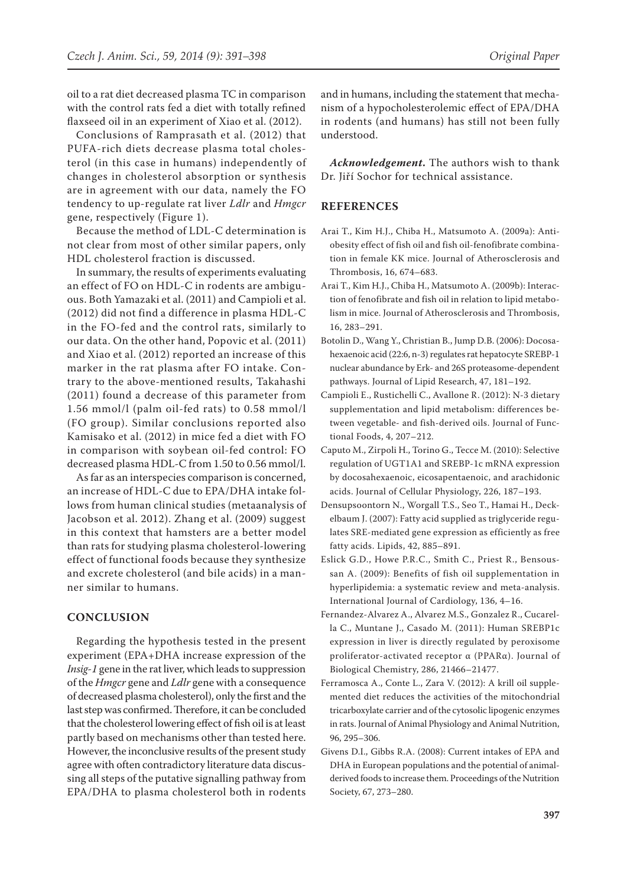oil to a rat diet decreased plasma TC in comparison with the control rats fed a diet with totally refined flaxseed oil in an experiment of Xiao et al. (2012).

Conclusions of Ramprasath et al. (2012) that PUFA-rich diets decrease plasma total cholesterol (in this case in humans) independently of changes in cholesterol absorption or synthesis are in agreement with our data, namely the FO tendency to up-regulate rat liver *Ldlr* and *Hmgcr* gene, respectively (Figure 1).

Because the method of LDL-C determination is not clear from most of other similar papers, only HDL cholesterol fraction is discussed.

In summary, the results of experiments evaluating an effect of FO on HDL-C in rodents are ambiguous. Both Yamazaki et al. (2011) and Campioli et al. (2012) did not find a difference in plasma HDL-C in the FO-fed and the control rats, similarly to our data. On the other hand, Popovic et al. (2011) and Xiao et al. (2012) reported an increase of this marker in the rat plasma after FO intake. Contrary to the above-mentioned results, Takahashi (2011) found a decrease of this parameter from 1.56 mmol/l (palm oil-fed rats) to 0.58 mmol/l (FO group). Similar conclusions reported also Kamisako et al. (2012) in mice fed a diet with FO in comparison with soybean oil-fed control: FO decreased plasma HDL-C from 1.50 to 0.56 mmol/l.

As far as an interspecies comparison is concerned, an increase of HDL-C due to EPA/DHA intake follows from human clinical studies (metaanalysis of Jacobson et al. 2012). Zhang et al. (2009) suggest in this context that hamsters are a better model than rats for studying plasma cholesterol-lowering effect of functional foods because they synthesize and excrete cholesterol (and bile acids) in a manner similar to humans.

## CONCLUSION

Regarding the hypothesis tested in the present experiment (EPA+DHA increase expression of the *Insig-1* gene in the rat liver, which leads to suppression of the *Hmgcr* gene and *Ldlr* gene with a consequence of decreased plasma cholesterol), only the first and the last step was confirmed. Therefore, it can be concluded that the cholesterol lowering effect of fish oil is at least partly based on mechanisms other than tested here. However, the inconclusive results of the present study agree with often contradictory literature data discussing all steps of the putative signalling pathway from EPA/DHA to plasma cholesterol both in rodents and in humans, including the statement that mechanism of a hypocholesterolemic effect of EPA/DHA in rodents (and humans) has still not been fully understood.

***Acknowledgement.*** The authors wish to thank Dr. Jiří Sochor for technical assistance.

## REFERENCES

Arai T., Kim H.J., Chiba H., Matsumoto A. (2009a): Anti-obesity effect of fish oil and fish oil-fenofibrate combination in female KK mice. Journal of Atherosclerosis and Thrombosis, 16, 674–683.

Arai T., Kim H.J., Chiba H., Matsumoto A. (2009b): Interaction of fenofibrate and fish oil in relation to lipid metabolism in mice. Journal of Atherosclerosis and Thrombosis, 16, 283–291.

Botolin D., Wang Y., Christian B., Jump D.B. (2006): Docosahexaenoic acid (22:6, n-3) regulates rat hepatocyte SREBP-1 nuclear abundance by Erk- and 26S proteasome-dependent pathways. Journal of Lipid Research, 47, 181–192.

Campioli E., Rustichelli C., Avallone R. (2012): N-3 dietary supplementation and lipid metabolism: differences between vegetable- and fish-derived oils. Journal of Functional Foods, 4, 207–212.

Caputo M., Zirpoli H., Torino G., Tecce M. (2010): Selective regulation of UGT1A1 and SREBP-1c mRNA expression by docosahexaenoic, eicosapentaenoic, and arachidonic acids. Journal of Cellular Physiology, 226, 187–193.

Densupsoontorn N., Worgall T.S., Seo T., Hamai H., Deckelbaum J. (2007): Fatty acid supplied as triglyceride regulates SRE-mediated gene expression as efficiently as free fatty acids. Lipids, 42, 885–891.

Eslick G.D., Howe P.R.C., Smith C., Priest R., Bensoussan A. (2009): Benefits of fish oil supplementation in hyperlipidemia: a systematic review and meta-analysis. International Journal of Cardiology, 136, 4–16.

Fernandez-Alvarez A., Alvarez M.S., Gonzalez R., Cucarella C., Muntane J., Casado M. (2011): Human SREBP1c expression in liver is directly regulated by peroxisome proliferator-activated receptor α (PPARα). Journal of Biological Chemistry, 286, 21466–21477.

Ferramosca A., Conte L., Zara V. (2012): A krill oil supplemented diet reduces the activities of the mitochondrial tricarboxylate carrier and of the cytosolic lipogenic enzymes in rats. Journal of Animal Physiology and Animal Nutrition, 96, 295–306.

Givens D.I., Gibbs R.A. (2008): Current intakes of EPA and DHA in European populations and the potential of animal-derived foods to increase them. Proceedings of the Nutrition Society, 67, 273–280.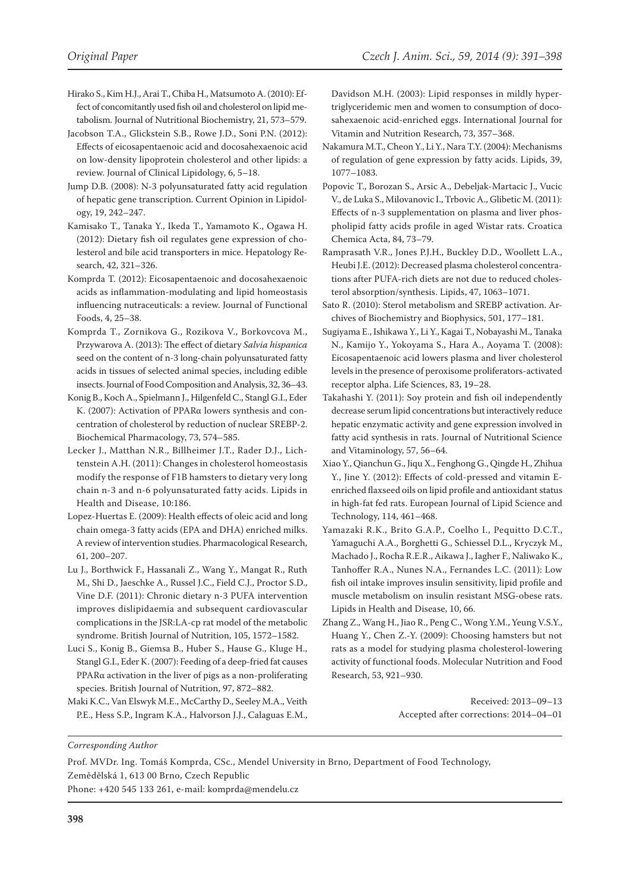Hirako S., Kim H.J., Arai T., Chiba H., Matsumoto A. (2010): Effect of concomitantly used fish oil and cholesterol on lipid metabolism. Journal of Nutritional Biochemistry, 21, 573–579.

Jacobson T.A., Glickstein S.B., Rowe J.D., Soni P.N. (2012): Effects of eicosapentaenoic acid and docosahexaenoic acid on low-density lipoprotein cholesterol and other lipids: a review. Journal of Clinical Lipidology, 6, 5–18.

Jump D.B. (2008): N-3 polyunsaturated fatty acid regulation of hepatic gene transcription. Current Opinion in Lipidology, 19, 242–247.

Kamisako T., Tanaka Y., Ikeda T., Yamamoto K., Ogawa H. (2012): Dietary fish oil regulates gene expression of cholesterol and bile acid transporters in mice. Hepatology Research, 42, 321–326.

Komprda T. (2012): Eicosapentaenoic and docosahexaenoic acids as inflammation-modulating and lipid homeostasis influencing nutraceuticals: a review. Journal of Functional Foods, 4, 25–38.

Komprda T., Zornikova G., Rozikova V., Borkovcova M., Przywarova A. (2013): The effect of dietary *Salvia hispanica* seed on the content of n-3 long-chain polyunsaturated fatty acids in tissues of selected animal species, including edible insects. Journal of Food Composition and Analysis, 32, 36–43.

Konig B., Koch A., Spielmann J., Hilgenfeld C., Stangl G.I., Eder K. (2007): Activation of PPARα lowers synthesis and concentration of cholesterol by reduction of nuclear SREBP-2. Biochemical Pharmacology, 73, 574–585.

Lecker J., Matthan N.R., Billheimer J.T., Rader D.J., Lichtenstein A.H. (2011): Changes in cholesterol homeostasis modify the response of F1B hamsters to dietary very long chain n-3 and n-6 polyunsaturated fatty acids. Lipids in Health and Disease, 10:186.

Lopez-Huertas E. (2009): Health effects of oleic acid and long chain omega-3 fatty acids (EPA and DHA) enriched milks. A review of intervention studies. Pharmacological Research, 61, 200–207.

Lu J., Borthwick F., Hassanali Z., Wang Y., Mangat R., Ruth M., Shi D., Jaeschke A., Russel J.C., Field C.J., Proctor S.D., Vine D.F. (2011): Chronic dietary n-3 PUFA intervention improves dislipidaemia and subsequent cardiovascular complications in the JSR:LA-cp rat model of the metabolic syndrome. British Journal of Nutrition, 105, 1572–1582.

Luci S., Konig B., Giemsa B., Huber S., Hause G., Kluge H., Stangl G.I., Eder K. (2007): Feeding of a deep-fried fat causes PPARα activation in the liver of pigs as a non-proliferating species. British Journal of Nutrition, 97, 872–882.

Maki K.C., Van Elswyk M.E., McCarthy D., Seeley M.A., Veith P.E., Hess S.P., Ingram K.A., Halvorson J.J., Calaguas E.M., Davidson M.H. (2003): Lipid responses in mildly hypertriglyceridemic men and women to consumption of docosahexaenoic acid-enriched eggs. International Journal for Vitamin and Nutrition Research, 73, 357–368.

Nakamura M.T., Cheon Y., Li Y., Nara T.Y. (2004): Mechanisms of regulation of gene expression by fatty acids. Lipids, 39, 1077–1083.

Popovic T., Borozan S., Arsic A., Debeljak-Martacic J., Vucic V., de Luka S., Milovanovic I., Trbovic A., Glibetic M. (2011): Effects of n-3 supplementation on plasma and liver phospholipid fatty acids profile in aged Wistar rats. Croatica Chemica Acta, 84, 73–79.

Ramprasath V.R., Jones P.J.H., Buckley D.D., Woollett L.A., Heubi J.E. (2012): Decreased plasma cholesterol concentrations after PUFA-rich diets are not due to reduced cholesterol absorption/synthesis. Lipids, 47, 1063–1071.

Sato R. (2010): Sterol metabolism and SREBP activation. Archives of Biochemistry and Biophysics, 501, 177–181.

Sugiyama E., Ishikawa Y., Li Y., Kagai T., Nobayashi M., Tanaka N., Kamijo Y., Yokoyama S., Hara A., Aoyama T. (2008): Eicosapentaenoic acid lowers plasma and liver cholesterol levels in the presence of peroxisome proliferators-activated receptor alpha. Life Sciences, 83, 19–28.

Takahashi Y. (2011): Soy protein and fish oil independently decrease serum lipid concentrations but interactively reduce hepatic enzymatic activity and gene expression involved in fatty acid synthesis in rats. Journal of Nutritional Science and Vitaminology, 57, 56–64.

Xiao Y., Qianchun G., Jiqu X., Fenghong G., Qingde H., Zhihua Y., Jine Y. (2012): Effects of cold-pressed and vitamin E-enriched flaxseed oils on lipid profile and antioxidant status in high-fat fed rats. European Journal of Lipid Science and Technology, 114, 461–468.

Yamazaki R.K., Brito G.A.P., Coelho I., Pequitto D.C.T., Yamaguchi A.A., Borghetti G., Schiessel D.L., Kryczyk M., Machado J., Rocha R.E.R., Aikawa J., Iagher F., Naliwako K., Tanhoffer R.A., Nunes N.A., Fernandes L.C. (2011): Low fish oil intake improves insulin sensitivity, lipid profile and muscle metabolism on insulin resistant MSG-obese rats. Lipids in Health and Disease, 10, 66.

Zhang Z., Wang H., Jiao R., Peng C., Wong Y.M., Yeung V.S.Y., Huang Y., Chen Z.-Y. (2009): Choosing hamsters but not rats as a model for studying plasma cholesterol-lowering activity of functional foods. Molecular Nutrition and Food Research, 53, 921–930.

Received: 2013–09–13
Accepted after corrections: 2014–04–01

*Corresponding Author*

Prof. MVDr. Ing. Tomáš Komprda, CSc., Mendel University in Brno, Department of Food Technology, Zemědělská 1, 613 00 Brno, Czech Republic
Phone: +420 545 133 261, e-mail: komprda@mendelu.cz